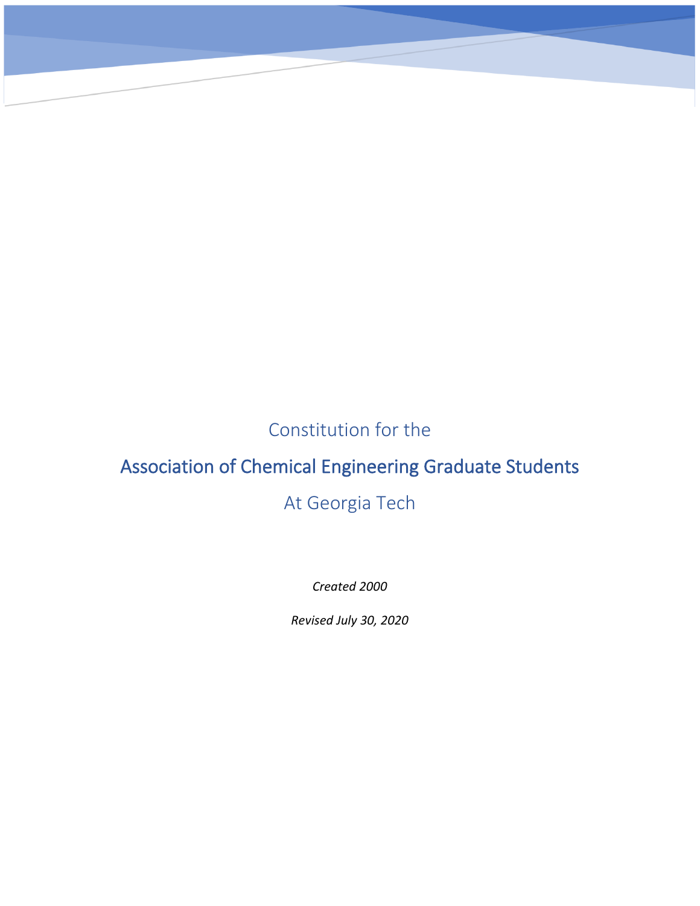# Constitution for the

# Association of Chemical Engineering Graduate Students

# At Georgia Tech

*Created 2000*

*Revised July 30, 2020*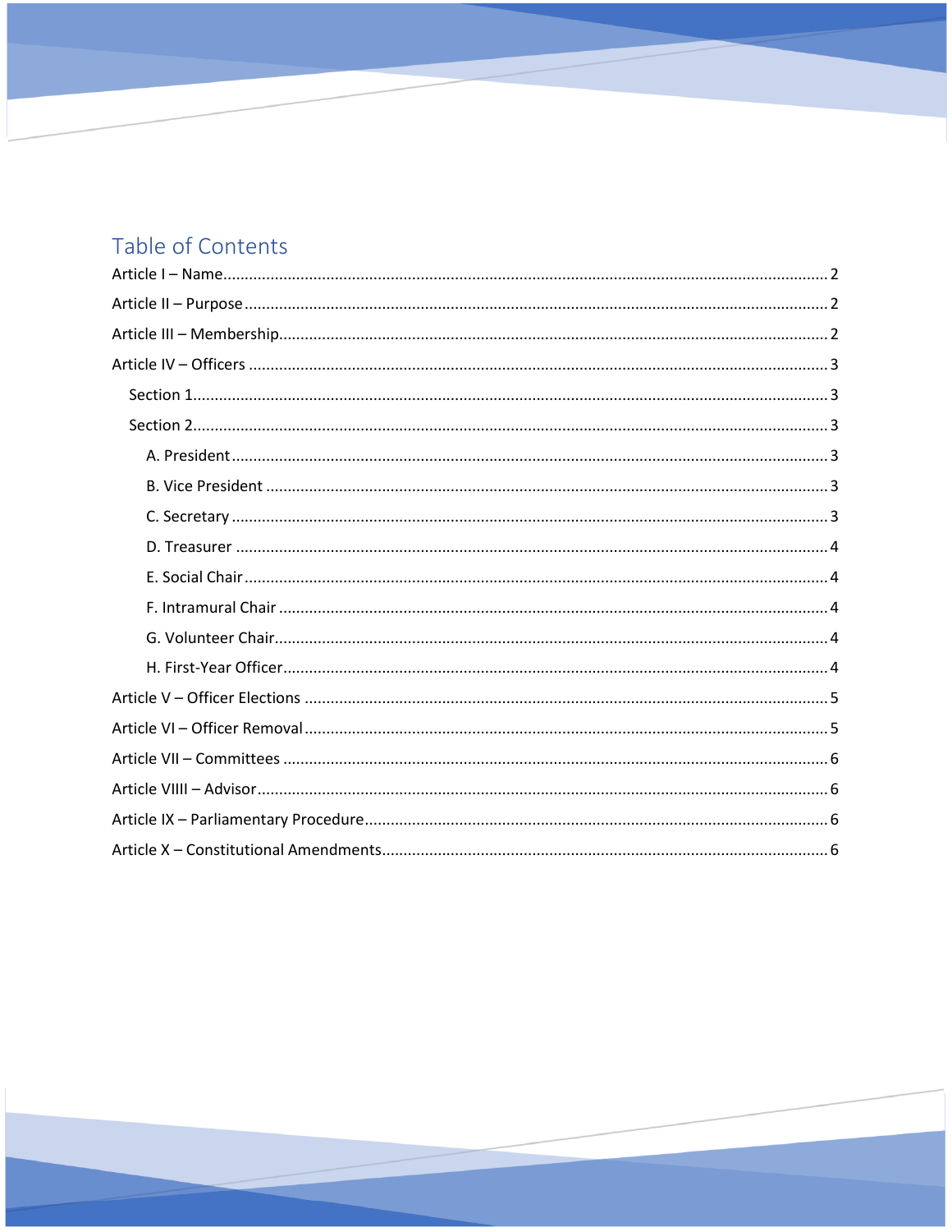# Table of Contents

Article I – Name........................................................................................................................ 2

Article II – Purpose..................................................................................................................... 2

Article III – Membership............................................................................................................ 2

Article IV – Officers ................................................................................................................... 3

- Section 1................................................................................................................................ 3
- Section 2................................................................................................................................ 3
  - A. President......................................................................................................................... 3
  - B. Vice President ................................................................................................................ 3
  - C. Secretary ........................................................................................................................ 3
  - D. Treasurer ....................................................................................................................... 4
  - E. Social Chair..................................................................................................................... 4
  - F. Intramural Chair ............................................................................................................ 4
  - G. Volunteer Chair.............................................................................................................. 4
  - H. First-Year Officer............................................................................................................ 4

Article V – Officer Elections ....................................................................................................... 5

Article VI – Officer Removal....................................................................................................... 5

Article VII – Committees ............................................................................................................ 6

Article VIIII – Advisor.................................................................................................................. 6

Article IX – Parliamentary Procedure.......................................................................................... 6

Article X – Constitutional Amendments...................................................................................... 6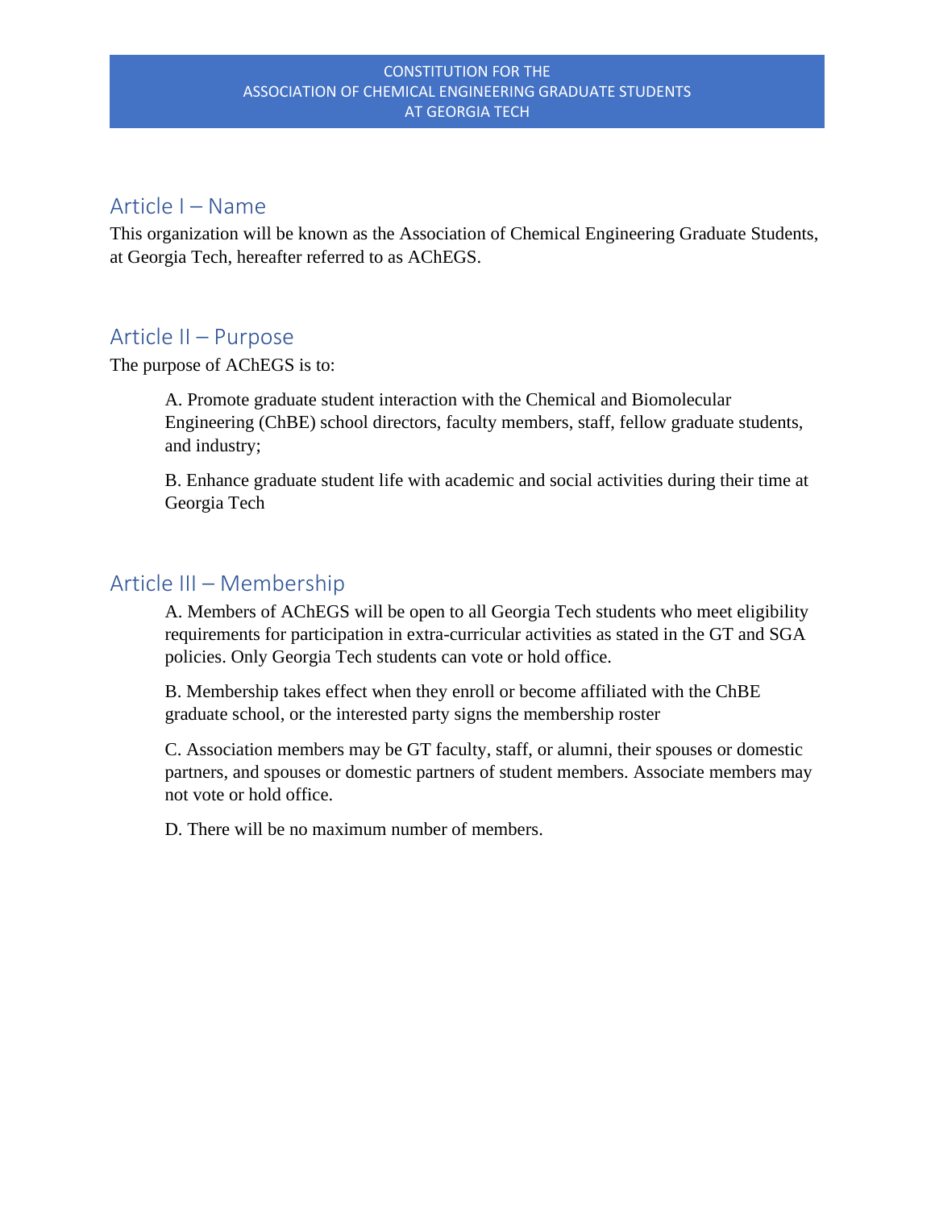# CONSTITUTION FOR THE ASSOCIATION OF CHEMICAL ENGINEERING GRADUATE STUDENTS AT GEORGIA TECH

## Article I – Name

This organization will be known as the Association of Chemical Engineering Graduate Students, at Georgia Tech, hereafter referred to as AChEGS.

## Article II – Purpose

The purpose of AChEGS is to:

A. Promote graduate student interaction with the Chemical and Biomolecular Engineering (ChBE) school directors, faculty members, staff, fellow graduate students, and industry;

B. Enhance graduate student life with academic and social activities during their time at Georgia Tech

## Article III – Membership

A. Members of AChEGS will be open to all Georgia Tech students who meet eligibility requirements for participation in extra-curricular activities as stated in the GT and SGA policies. Only Georgia Tech students can vote or hold office.

B. Membership takes effect when they enroll or become affiliated with the ChBE graduate school, or the interested party signs the membership roster

C. Association members may be GT faculty, staff, or alumni, their spouses or domestic partners, and spouses or domestic partners of student members. Associate members may not vote or hold office.

D. There will be no maximum number of members.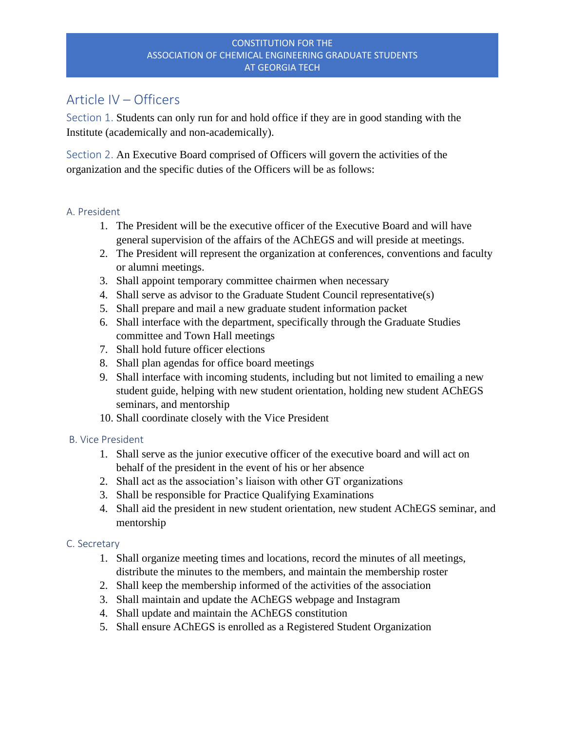## Article IV – Officers

Section 1. Students can only run for and hold office if they are in good standing with the Institute (academically and non-academically).

Section 2. An Executive Board comprised of Officers will govern the activities of the organization and the specific duties of the Officers will be as follows:

### A. President

1. The President will be the executive officer of the Executive Board and will have general supervision of the affairs of the AChEGS and will preside at meetings.
2. The President will represent the organization at conferences, conventions and faculty or alumni meetings.
3. Shall appoint temporary committee chairmen when necessary
4. Shall serve as advisor to the Graduate Student Council representative(s)
5. Shall prepare and mail a new graduate student information packet
6. Shall interface with the department, specifically through the Graduate Studies committee and Town Hall meetings
7. Shall hold future officer elections
8. Shall plan agendas for office board meetings
9. Shall interface with incoming students, including but not limited to emailing a new student guide, helping with new student orientation, holding new student AChEGS seminars, and mentorship
10. Shall coordinate closely with the Vice President

### B. Vice President

1. Shall serve as the junior executive officer of the executive board and will act on behalf of the president in the event of his or her absence
2. Shall act as the association's liaison with other GT organizations
3. Shall be responsible for Practice Qualifying Examinations
4. Shall aid the president in new student orientation, new student AChEGS seminar, and mentorship

### C. Secretary

1. Shall organize meeting times and locations, record the minutes of all meetings, distribute the minutes to the members, and maintain the membership roster
2. Shall keep the membership informed of the activities of the association
3. Shall maintain and update the AChEGS webpage and Instagram
4. Shall update and maintain the AChEGS constitution
5. Shall ensure AChEGS is enrolled as a Registered Student Organization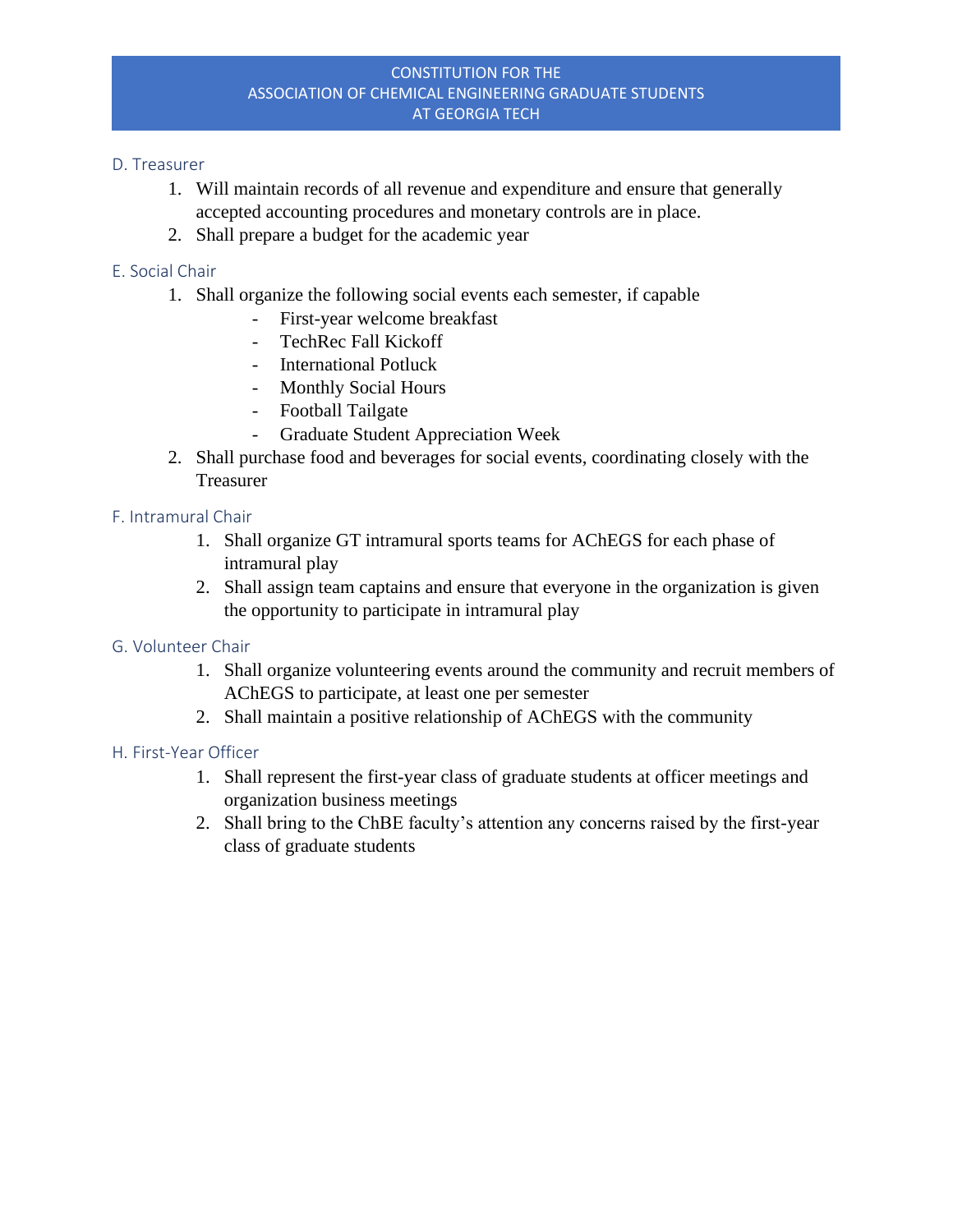### D. Treasurer

1. Will maintain records of all revenue and expenditure and ensure that generally accepted accounting procedures and monetary controls are in place.
2. Shall prepare a budget for the academic year

### E. Social Chair

1. Shall organize the following social events each semester, if capable
   - First-year welcome breakfast
   - TechRec Fall Kickoff
   - International Potluck
   - Monthly Social Hours
   - Football Tailgate
   - Graduate Student Appreciation Week
2. Shall purchase food and beverages for social events, coordinating closely with the Treasurer

### F. Intramural Chair

1. Shall organize GT intramural sports teams for AChEGS for each phase of intramural play
2. Shall assign team captains and ensure that everyone in the organization is given the opportunity to participate in intramural play

### G. Volunteer Chair

1. Shall organize volunteering events around the community and recruit members of AChEGS to participate, at least one per semester
2. Shall maintain a positive relationship of AChEGS with the community

### H. First-Year Officer

1. Shall represent the first-year class of graduate students at officer meetings and organization business meetings
2. Shall bring to the ChBE faculty's attention any concerns raised by the first-year class of graduate students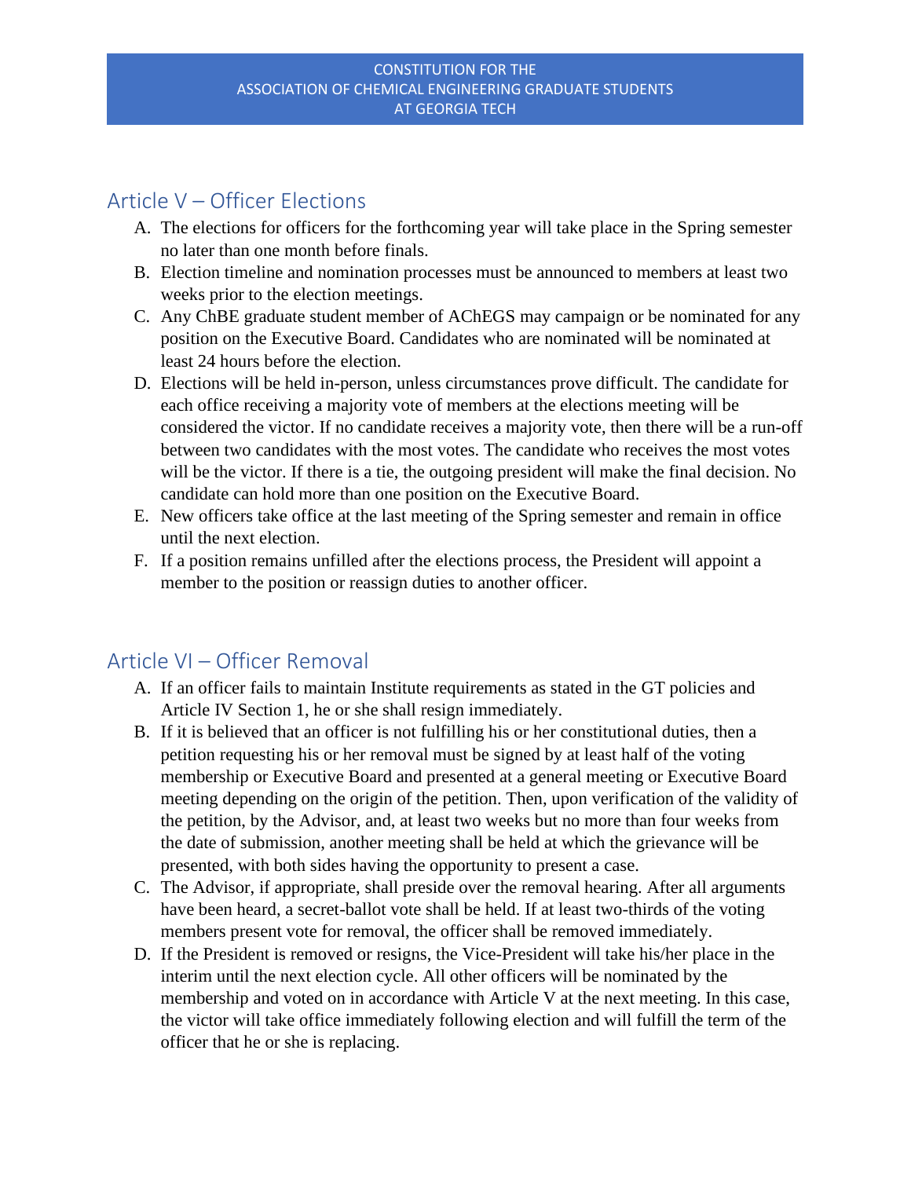## Article V – Officer Elections

A. The elections for officers for the forthcoming year will take place in the Spring semester no later than one month before finals.
B. Election timeline and nomination processes must be announced to members at least two weeks prior to the election meetings.
C. Any ChBE graduate student member of AChEGS may campaign or be nominated for any position on the Executive Board. Candidates who are nominated will be nominated at least 24 hours before the election.
D. Elections will be held in-person, unless circumstances prove difficult. The candidate for each office receiving a majority vote of members at the elections meeting will be considered the victor. If no candidate receives a majority vote, then there will be a run-off between two candidates with the most votes. The candidate who receives the most votes will be the victor. If there is a tie, the outgoing president will make the final decision. No candidate can hold more than one position on the Executive Board.
E. New officers take office at the last meeting of the Spring semester and remain in office until the next election.
F. If a position remains unfilled after the elections process, the President will appoint a member to the position or reassign duties to another officer.

## Article VI – Officer Removal

A. If an officer fails to maintain Institute requirements as stated in the GT policies and Article IV Section 1, he or she shall resign immediately.
B. If it is believed that an officer is not fulfilling his or her constitutional duties, then a petition requesting his or her removal must be signed by at least half of the voting membership or Executive Board and presented at a general meeting or Executive Board meeting depending on the origin of the petition. Then, upon verification of the validity of the petition, by the Advisor, and, at least two weeks but no more than four weeks from the date of submission, another meeting shall be held at which the grievance will be presented, with both sides having the opportunity to present a case.
C. The Advisor, if appropriate, shall preside over the removal hearing. After all arguments have been heard, a secret-ballot vote shall be held. If at least two-thirds of the voting members present vote for removal, the officer shall be removed immediately.
D. If the President is removed or resigns, the Vice-President will take his/her place in the interim until the next election cycle. All other officers will be nominated by the membership and voted on in accordance with Article V at the next meeting. In this case, the victor will take office immediately following election and will fulfill the term of the officer that he or she is replacing.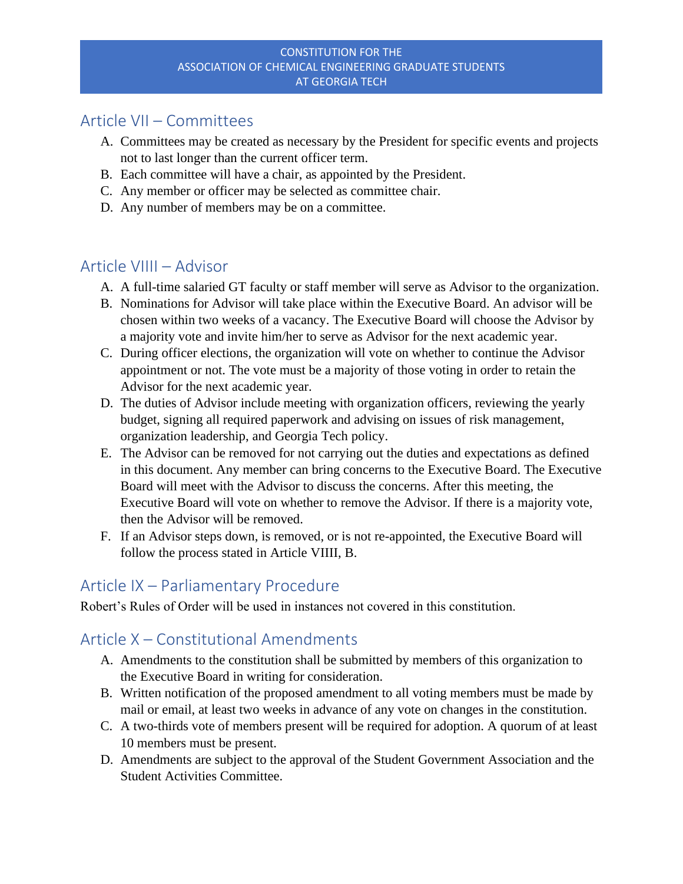## Article VII – Committees

A. Committees may be created as necessary by the President for specific events and projects not to last longer than the current officer term.
B. Each committee will have a chair, as appointed by the President.
C. Any member or officer may be selected as committee chair.
D. Any number of members may be on a committee.

## Article VIIII – Advisor

A. A full-time salaried GT faculty or staff member will serve as Advisor to the organization.
B. Nominations for Advisor will take place within the Executive Board. An advisor will be chosen within two weeks of a vacancy. The Executive Board will choose the Advisor by a majority vote and invite him/her to serve as Advisor for the next academic year.
C. During officer elections, the organization will vote on whether to continue the Advisor appointment or not. The vote must be a majority of those voting in order to retain the Advisor for the next academic year.
D. The duties of Advisor include meeting with organization officers, reviewing the yearly budget, signing all required paperwork and advising on issues of risk management, organization leadership, and Georgia Tech policy.
E. The Advisor can be removed for not carrying out the duties and expectations as defined in this document. Any member can bring concerns to the Executive Board. The Executive Board will meet with the Advisor to discuss the concerns. After this meeting, the Executive Board will vote on whether to remove the Advisor. If there is a majority vote, then the Advisor will be removed.
F. If an Advisor steps down, is removed, or is not re-appointed, the Executive Board will follow the process stated in Article VIIII, B.

## Article IX – Parliamentary Procedure

Robert's Rules of Order will be used in instances not covered in this constitution.

## Article X – Constitutional Amendments

A. Amendments to the constitution shall be submitted by members of this organization to the Executive Board in writing for consideration.
B. Written notification of the proposed amendment to all voting members must be made by mail or email, at least two weeks in advance of any vote on changes in the constitution.
C. A two-thirds vote of members present will be required for adoption. A quorum of at least 10 members must be present.
D. Amendments are subject to the approval of the Student Government Association and the Student Activities Committee.